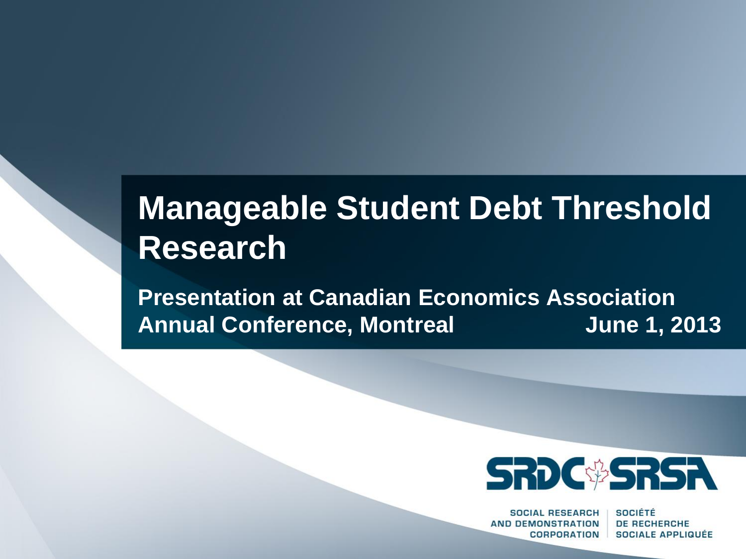# Manageable Student Debt Threshold Research

**Presentation at Canadian Economics Association Annual Conference, Montreal June 1, 2013**

SRDC SRSA

SOCIAL RESEARCH AND DEMONSTRATION CORPORATION

SOCIÉTÉ DE RECHERCHE SOCIALE APPLIQUÉE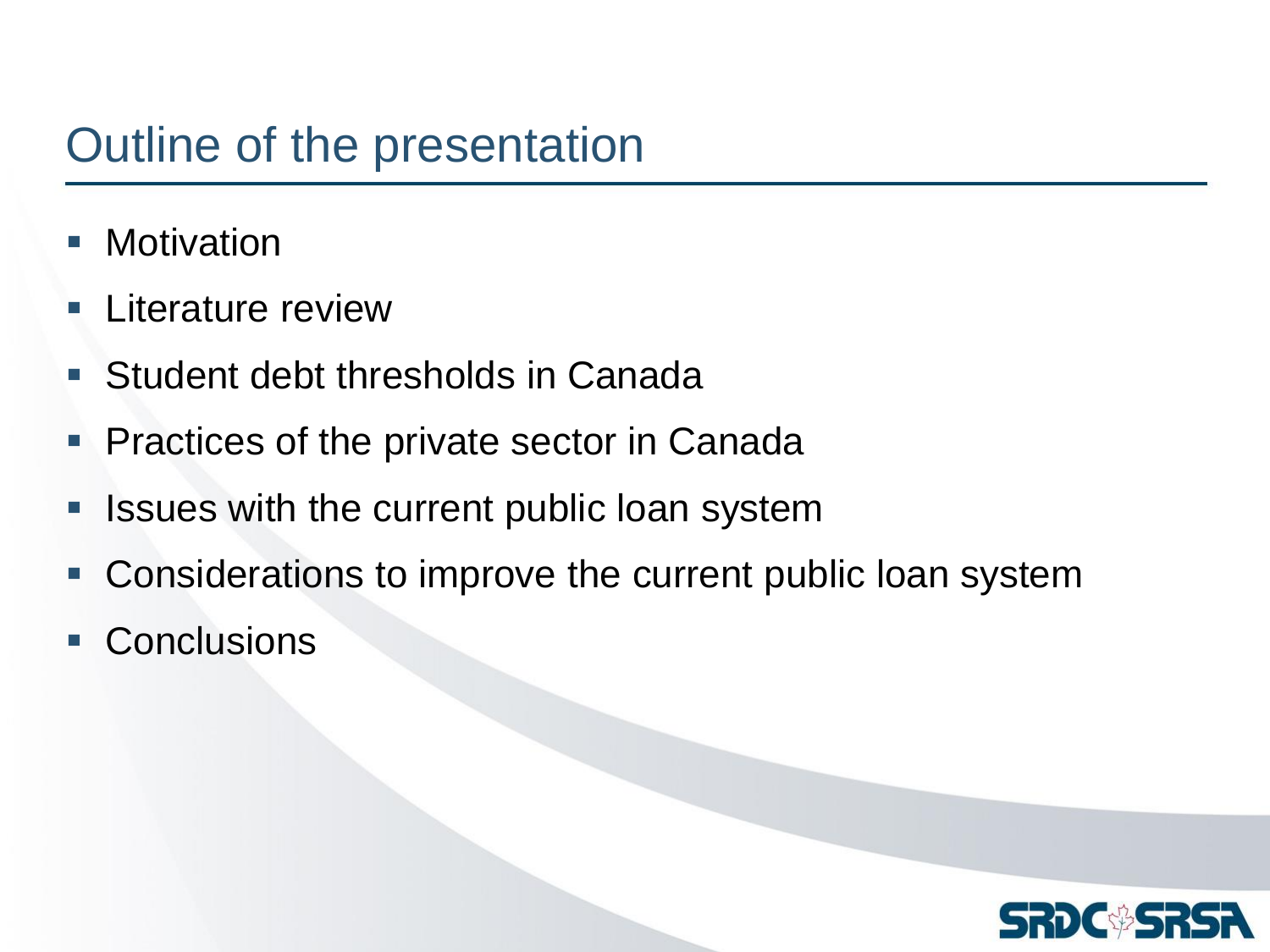# Outline of the presentation

- Motivation
- Literature review
- Student debt thresholds in Canada
- Practices of the private sector in Canada
- Issues with the current public loan system
- Considerations to improve the current public loan system
- Conclusions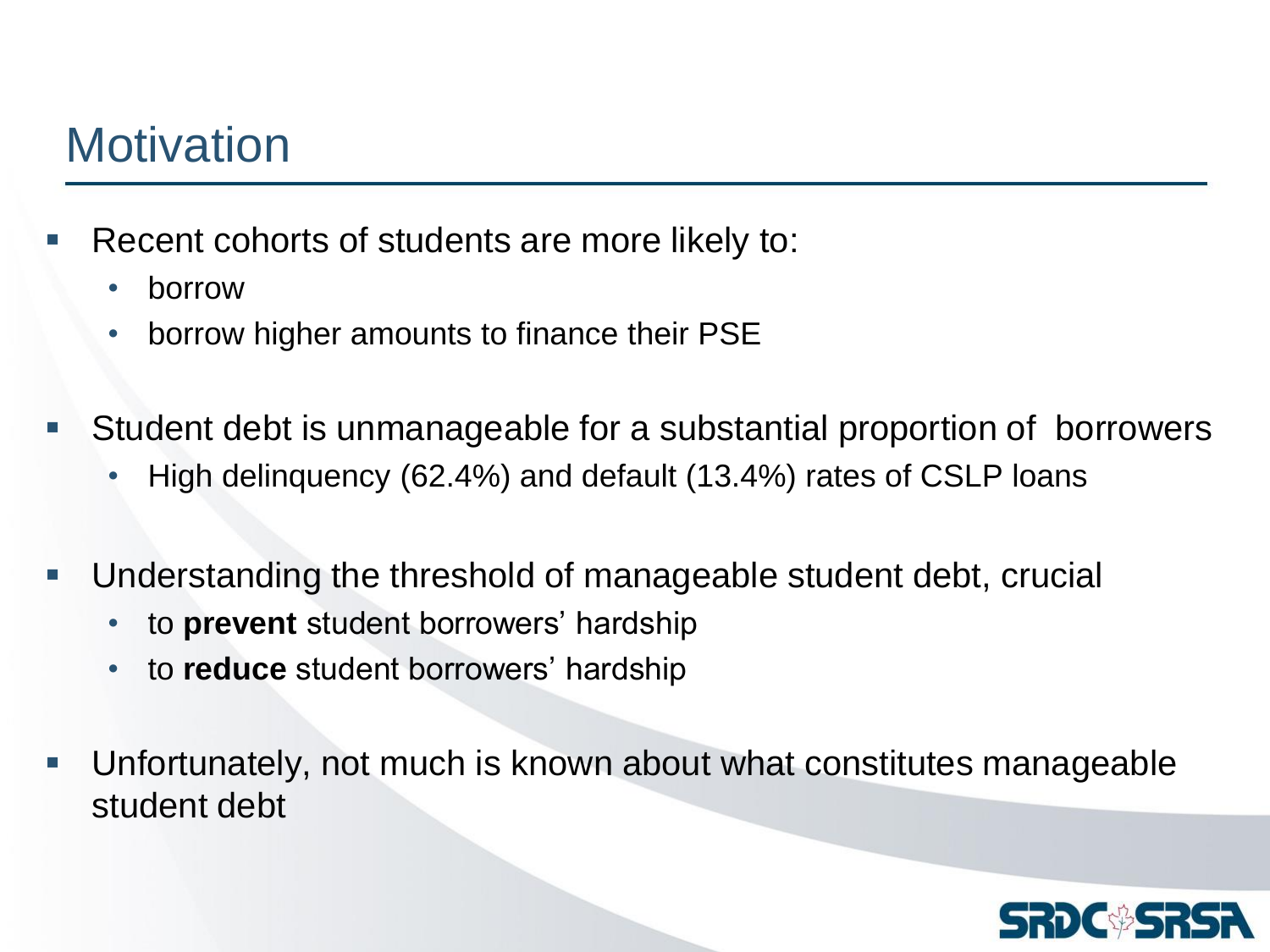# Motivation

- Recent cohorts of students are more likely to:
  - borrow
  - borrow higher amounts to finance their PSE
- Student debt is unmanageable for a substantial proportion of borrowers
  - High delinquency (62.4%) and default (13.4%) rates of CSLP loans
- Understanding the threshold of manageable student debt, crucial
  - to **prevent** student borrowers' hardship
  - to **reduce** student borrowers' hardship
- Unfortunately, not much is known about what constitutes manageable student debt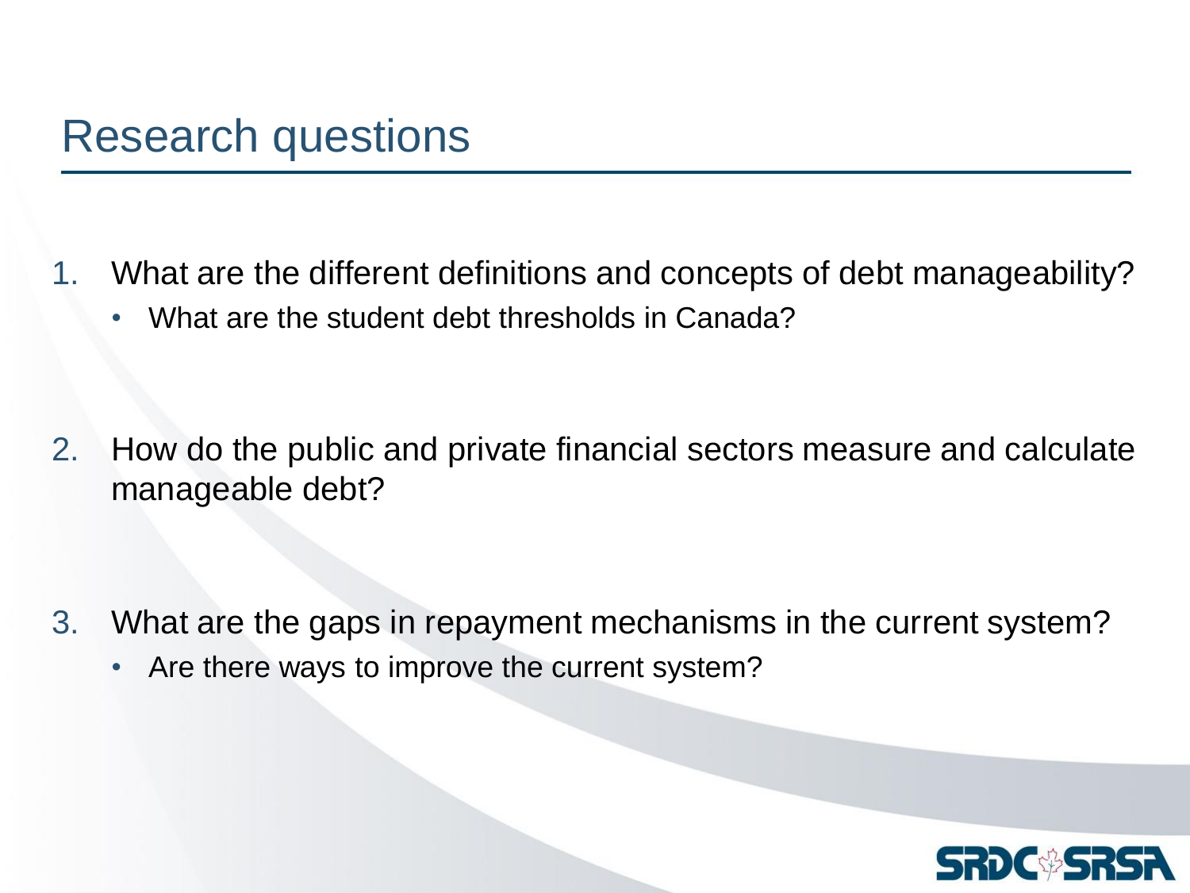# Research questions

1. What are the different definitions and concepts of debt manageability?
   - What are the student debt thresholds in Canada?

2. How do the public and private financial sectors measure and calculate manageable debt?

3. What are the gaps in repayment mechanisms in the current system?
   - Are there ways to improve the current system?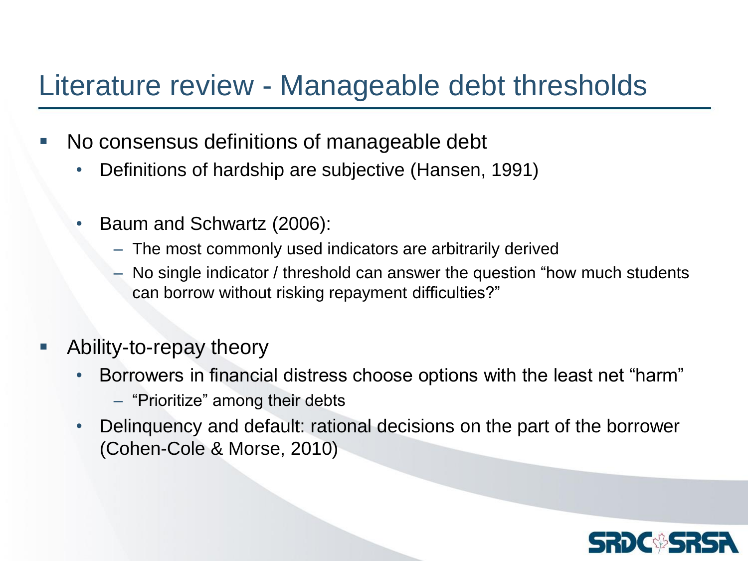# Literature review - Manageable debt thresholds

- No consensus definitions of manageable debt
  - Definitions of hardship are subjective (Hansen, 1991)
  - Baum and Schwartz (2006):
    - The most commonly used indicators are arbitrarily derived
    - No single indicator / threshold can answer the question "how much students can borrow without risking repayment difficulties?"
- Ability-to-repay theory
  - Borrowers in financial distress choose options with the least net "harm"
    - "Prioritize" among their debts
  - Delinquency and default: rational decisions on the part of the borrower (Cohen-Cole & Morse, 2010)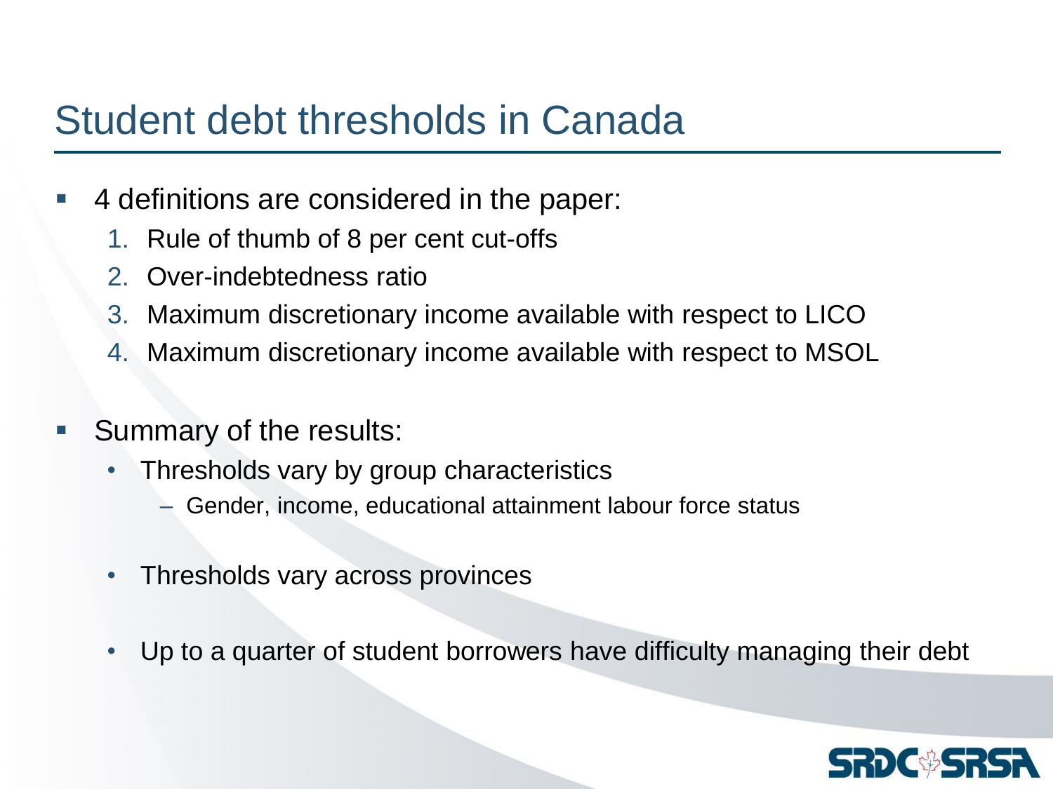# Student debt thresholds in Canada

- 4 definitions are considered in the paper:
  1. Rule of thumb of 8 per cent cut-offs
  2. Over-indebtedness ratio
  3. Maximum discretionary income available with respect to LICO
  4. Maximum discretionary income available with respect to MSOL

- Summary of the results:
  - Thresholds vary by group characteristics
    - Gender, income, educational attainment labour force status
  - Thresholds vary across provinces
  - Up to a quarter of student borrowers have difficulty managing their debt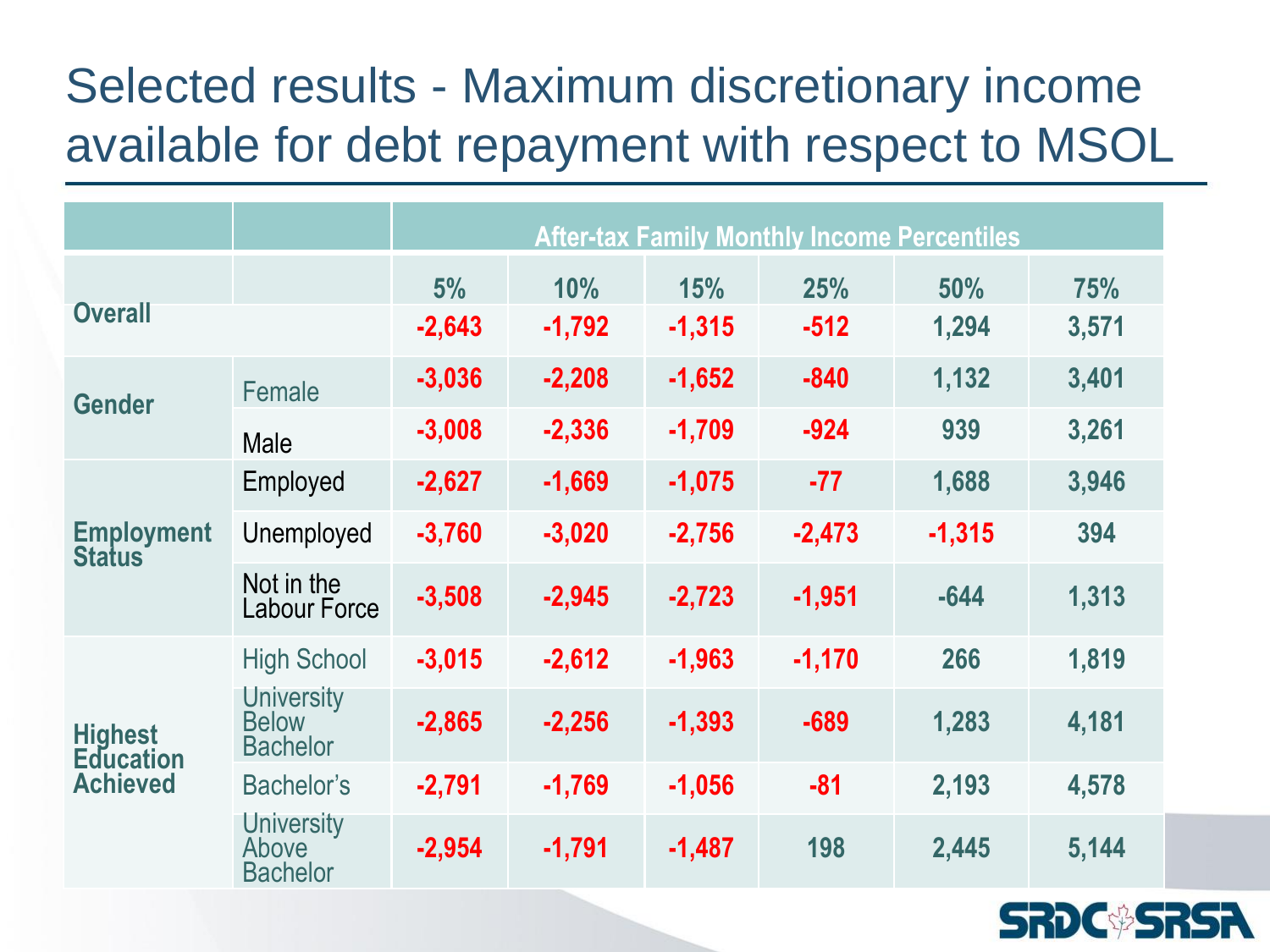# Selected results - Maximum discretionary income available for debt repayment with respect to MSOL

| | | After-tax Family Monthly Income Percentiles | | | | | |
|---|---|---|---|---|---|---|---|
| | | 5% | 10% | 15% | 25% | 50% | 75% |
| **Overall** | | -2,643 | -1,792 | -1,315 | -512 | 1,294 | 3,571 |
| **Gender** | Female | -3,036 | -2,208 | -1,652 | -840 | 1,132 | 3,401 |
| | Male | -3,008 | -2,336 | -1,709 | -924 | 939 | 3,261 |
| **Employment Status** | Employed | -2,627 | -1,669 | -1,075 | -77 | 1,688 | 3,946 |
| | Unemployed | -3,760 | -3,020 | -2,756 | -2,473 | -1,315 | 394 |
| | Not in the Labour Force | -3,508 | -2,945 | -2,723 | -1,951 | -644 | 1,313 |
| **Highest Education Achieved** | High School | -3,015 | -2,612 | -1,963 | -1,170 | 266 | 1,819 |
| | University Below Bachelor | -2,865 | -2,256 | -1,393 | -689 | 1,283 | 4,181 |
| | Bachelor's | -2,791 | -1,769 | -1,056 | -81 | 2,193 | 4,578 |
| | University Above Bachelor | -2,954 | -1,791 | -1,487 | 198 | 2,445 | 5,144 |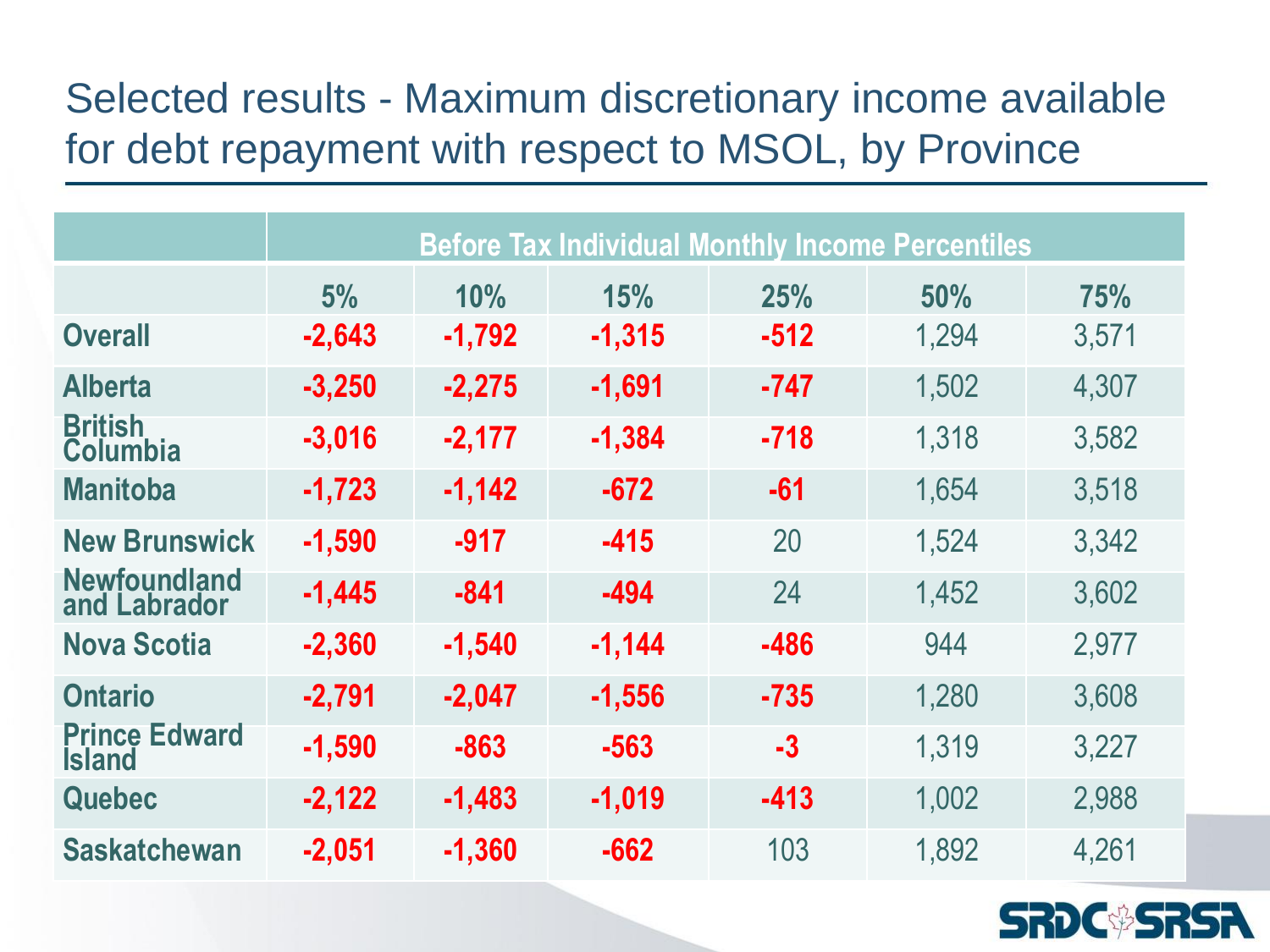# Selected results - Maximum discretionary income available for debt repayment with respect to MSOL, by Province

| | Before Tax Individual Monthly Income Percentiles | | | | | |
|---|---|---|---|---|---|---|
| | 5% | 10% | 15% | 25% | 50% | 75% |
| Overall | -2,643 | -1,792 | -1,315 | -512 | 1,294 | 3,571 |
| Alberta | -3,250 | -2,275 | -1,691 | -747 | 1,502 | 4,307 |
| British Columbia | -3,016 | -2,177 | -1,384 | -718 | 1,318 | 3,582 |
| Manitoba | -1,723 | -1,142 | -672 | -61 | 1,654 | 3,518 |
| New Brunswick | -1,590 | -917 | -415 | 20 | 1,524 | 3,342 |
| Newfoundland and Labrador | -1,445 | -841 | -494 | 24 | 1,452 | 3,602 |
| Nova Scotia | -2,360 | -1,540 | -1,144 | -486 | 944 | 2,977 |
| Ontario | -2,791 | -2,047 | -1,556 | -735 | 1,280 | 3,608 |
| Prince Edward Island | -1,590 | -863 | -563 | -3 | 1,319 | 3,227 |
| Quebec | -2,122 | -1,483 | -1,019 | -413 | 1,002 | 2,988 |
| Saskatchewan | -2,051 | -1,360 | -662 | 103 | 1,892 | 4,261 |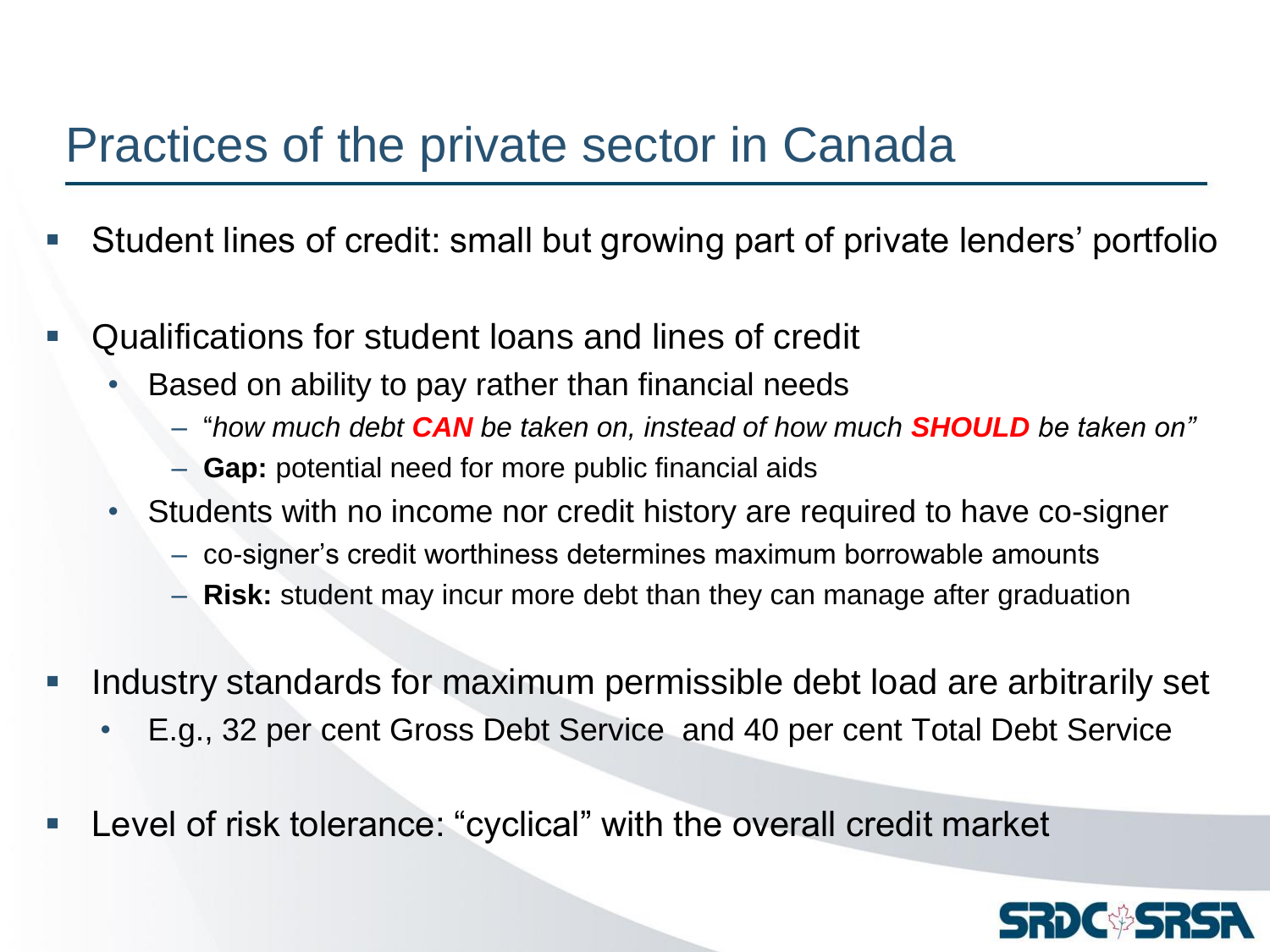# Practices of the private sector in Canada

- Student lines of credit: small but growing part of private lenders' portfolio
- Qualifications for student loans and lines of credit
  - Based on ability to pay rather than financial needs
    - "*how much debt **CAN** be taken on, instead of how much **SHOULD** be taken on*"
    - **Gap:** potential need for more public financial aids
  - Students with no income nor credit history are required to have co-signer
    - co-signer's credit worthiness determines maximum borrowable amounts
    - **Risk:** student may incur more debt than they can manage after graduation
- Industry standards for maximum permissible debt load are arbitrarily set
  - E.g., 32 per cent Gross Debt Service and 40 per cent Total Debt Service
- Level of risk tolerance: "cyclical" with the overall credit market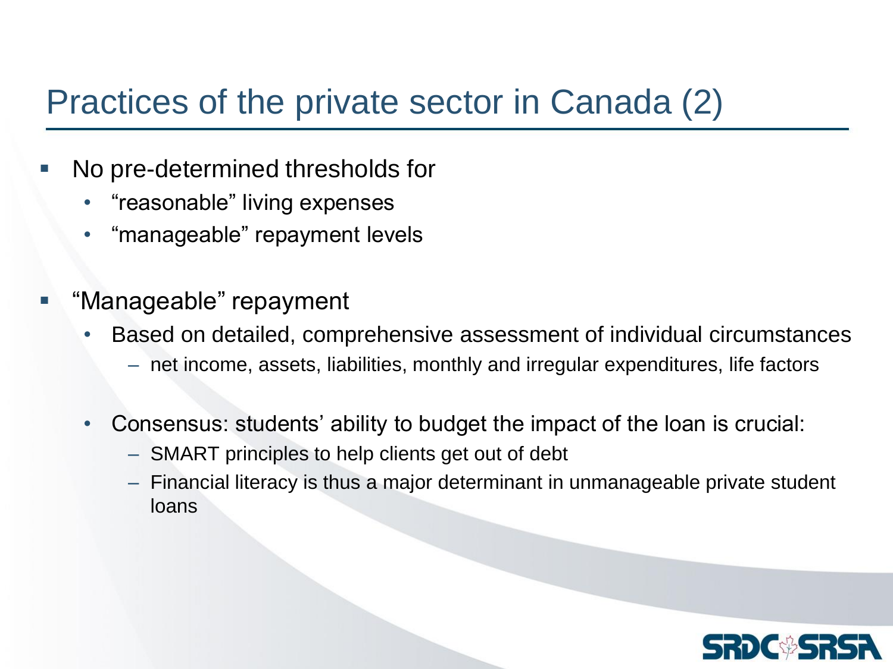# Practices of the private sector in Canada (2)

- No pre-determined thresholds for
  - "reasonable" living expenses
  - "manageable" repayment levels

- "Manageable" repayment
  - Based on detailed, comprehensive assessment of individual circumstances
    - net income, assets, liabilities, monthly and irregular expenditures, life factors
  - Consensus: students' ability to budget the impact of the loan is crucial:
    - SMART principles to help clients get out of debt
    - Financial literacy is thus a major determinant in unmanageable private student loans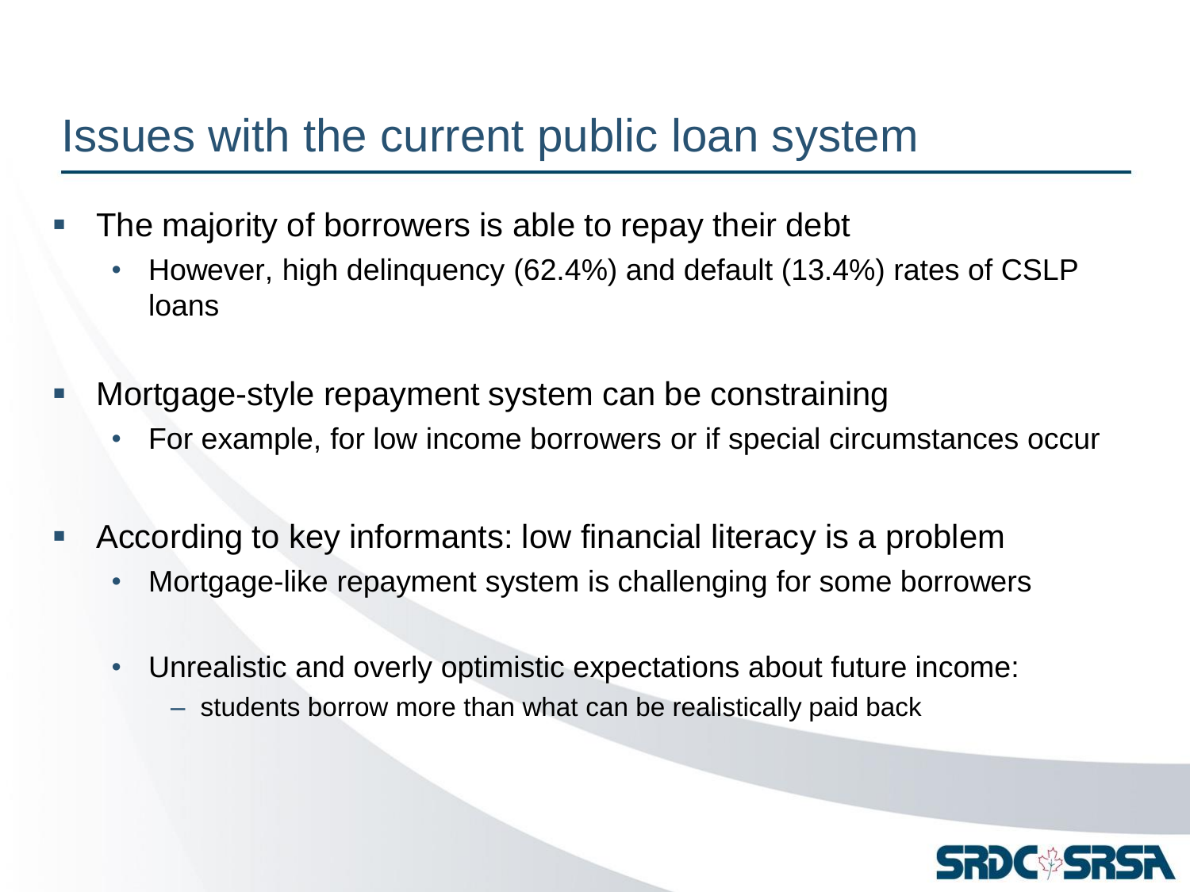# Issues with the current public loan system

- The majority of borrowers is able to repay their debt
  - However, high delinquency (62.4%) and default (13.4%) rates of CSLP loans
- Mortgage-style repayment system can be constraining
  - For example, for low income borrowers or if special circumstances occur
- According to key informants: low financial literacy is a problem
  - Mortgage-like repayment system is challenging for some borrowers
  - Unrealistic and overly optimistic expectations about future income:
    - students borrow more than what can be realistically paid back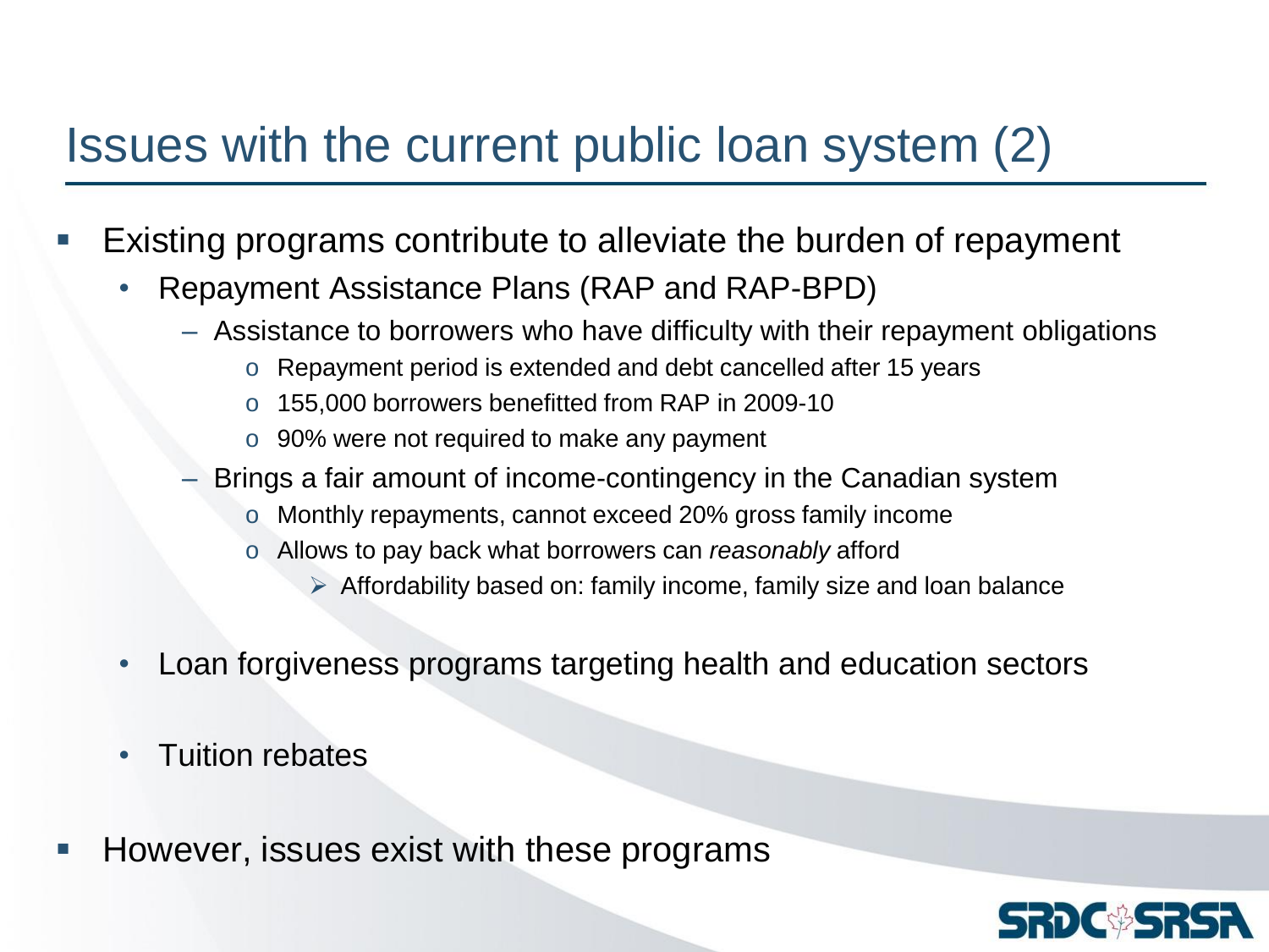# Issues with the current public loan system (2)

- Existing programs contribute to alleviate the burden of repayment
  - Repayment Assistance Plans (RAP and RAP-BPD)
    - Assistance to borrowers who have difficulty with their repayment obligations
      - Repayment period is extended and debt cancelled after 15 years
      - 155,000 borrowers benefitted from RAP in 2009-10
      - 90% were not required to make any payment
    - Brings a fair amount of income-contingency in the Canadian system
      - Monthly repayments, cannot exceed 20% gross family income
      - Allows to pay back what borrowers can *reasonably* afford
        - Affordability based on: family income, family size and loan balance
  - Loan forgiveness programs targeting health and education sectors
  - Tuition rebates
- However, issues exist with these programs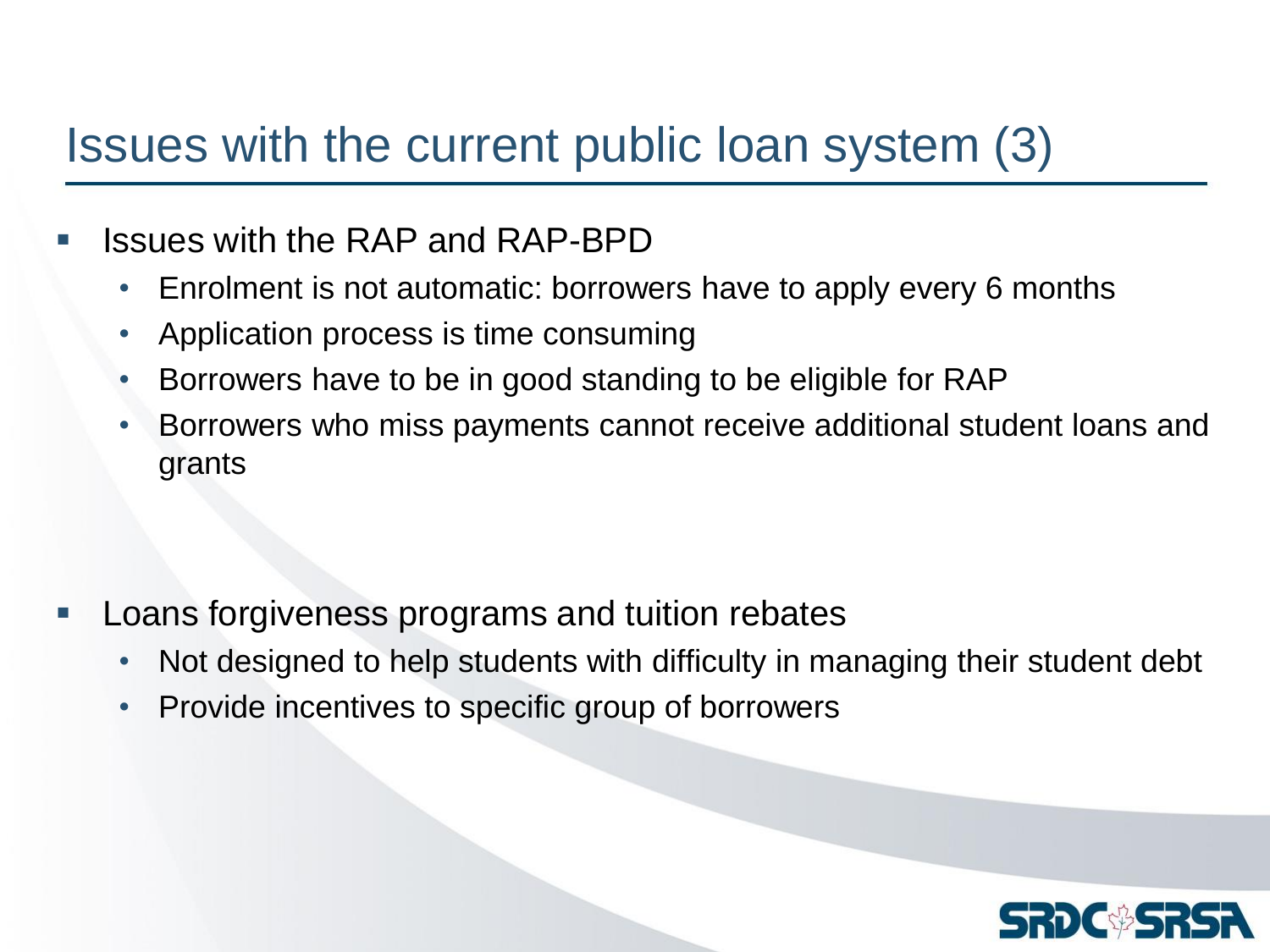# Issues with the current public loan system (3)

- Issues with the RAP and RAP-BPD
  - Enrolment is not automatic: borrowers have to apply every 6 months
  - Application process is time consuming
  - Borrowers have to be in good standing to be eligible for RAP
  - Borrowers who miss payments cannot receive additional student loans and grants

- Loans forgiveness programs and tuition rebates
  - Not designed to help students with difficulty in managing their student debt
  - Provide incentives to specific group of borrowers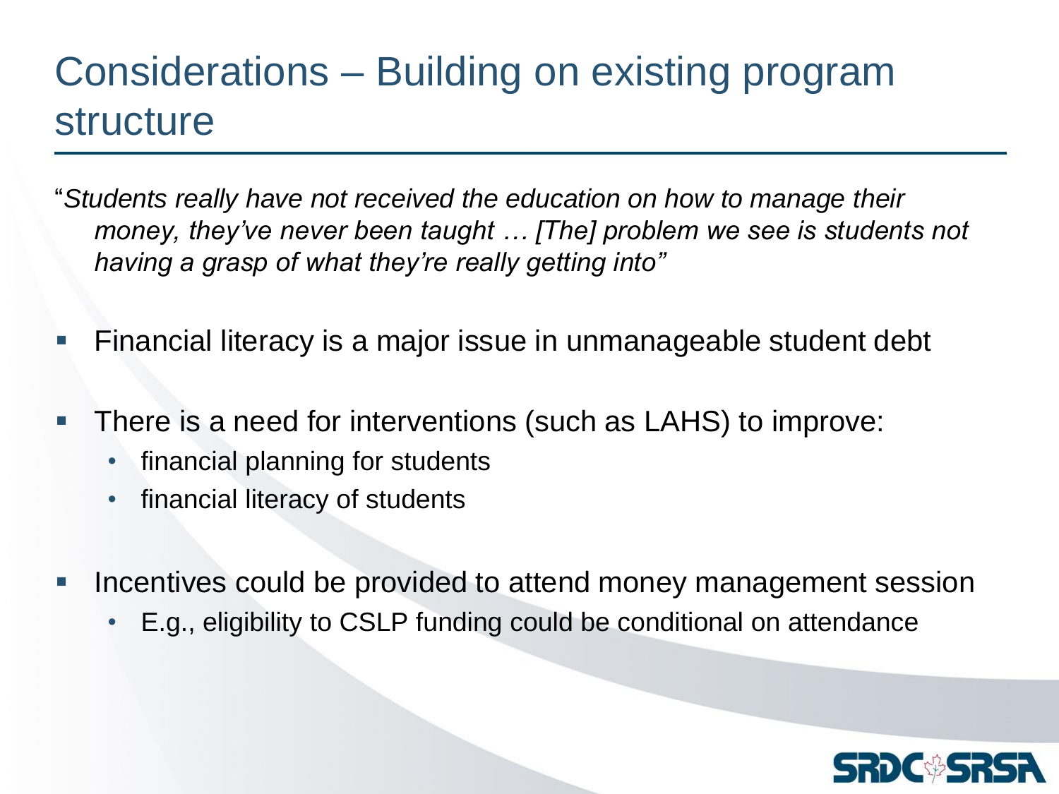# Considerations – Building on existing program structure

"*Students really have not received the education on how to manage their money, they've never been taught … [The] problem we see is students not having a grasp of what they're really getting into"*

- Financial literacy is a major issue in unmanageable student debt
- There is a need for interventions (such as LAHS) to improve:
  - financial planning for students
  - financial literacy of students
- Incentives could be provided to attend money management session
  - E.g., eligibility to CSLP funding could be conditional on attendance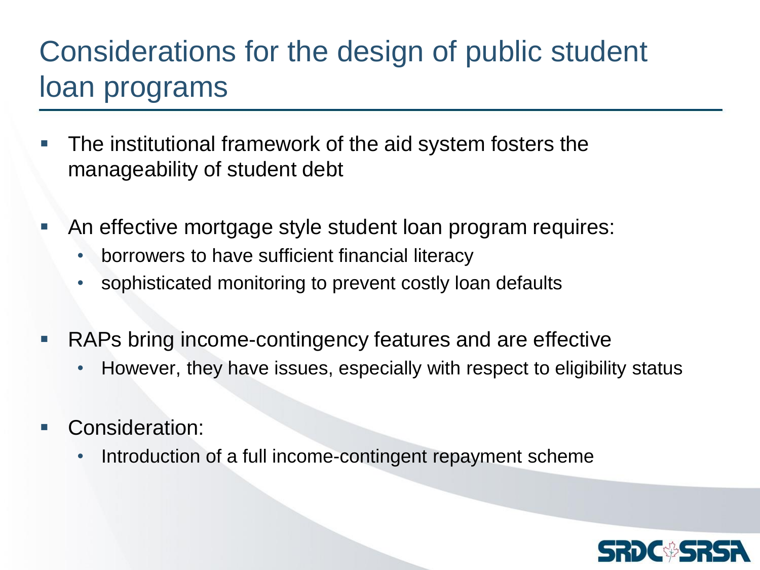# Considerations for the design of public student loan programs

- The institutional framework of the aid system fosters the manageability of student debt
- An effective mortgage style student loan program requires:
  - borrowers to have sufficient financial literacy
  - sophisticated monitoring to prevent costly loan defaults
- RAPs bring income-contingency features and are effective
  - However, they have issues, especially with respect to eligibility status
- Consideration:
  - Introduction of a full income-contingent repayment scheme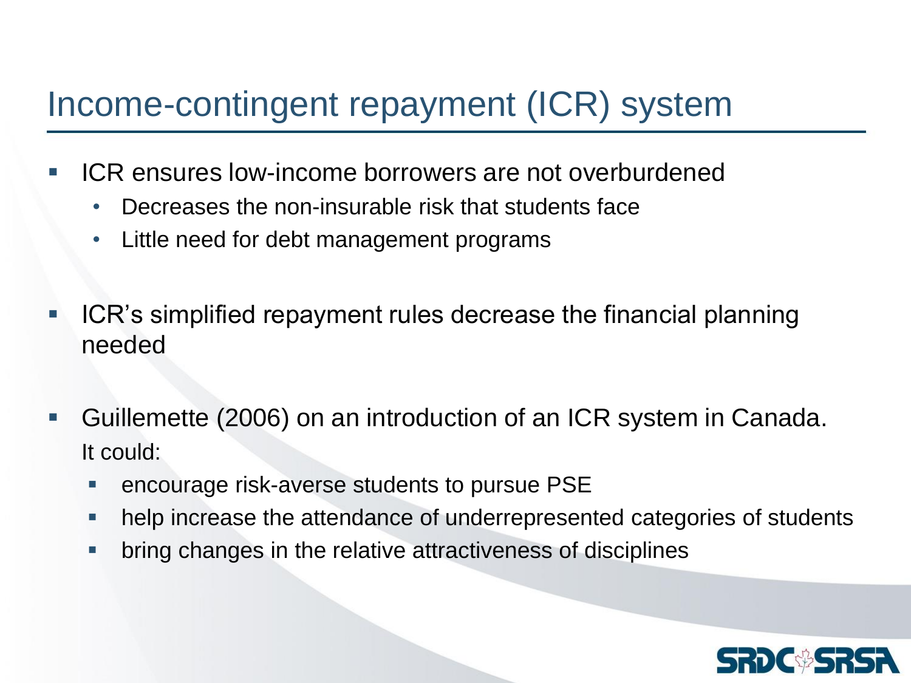# Income-contingent repayment (ICR) system

- ICR ensures low-income borrowers are not overburdened
  - Decreases the non-insurable risk that students face
  - Little need for debt management programs
- ICR's simplified repayment rules decrease the financial planning needed
- Guillemette (2006) on an introduction of an ICR system in Canada. It could:
  - encourage risk-averse students to pursue PSE
  - help increase the attendance of underrepresented categories of students
  - bring changes in the relative attractiveness of disciplines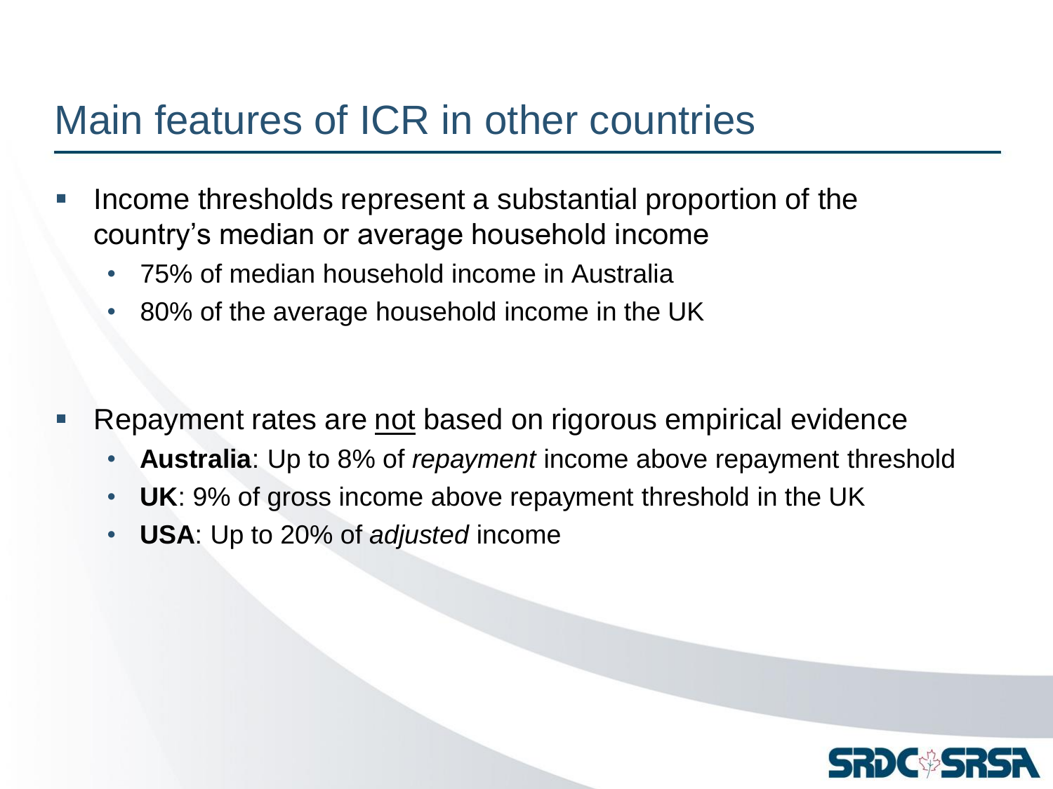# Main features of ICR in other countries

- Income thresholds represent a substantial proportion of the country's median or average household income
  - 75% of median household income in Australia
  - 80% of the average household income in the UK

- Repayment rates are <u>not</u> based on rigorous empirical evidence
  - **Australia**: Up to 8% of *repayment* income above repayment threshold
  - **UK**: 9% of gross income above repayment threshold in the UK
  - **USA**: Up to 20% of *adjusted* income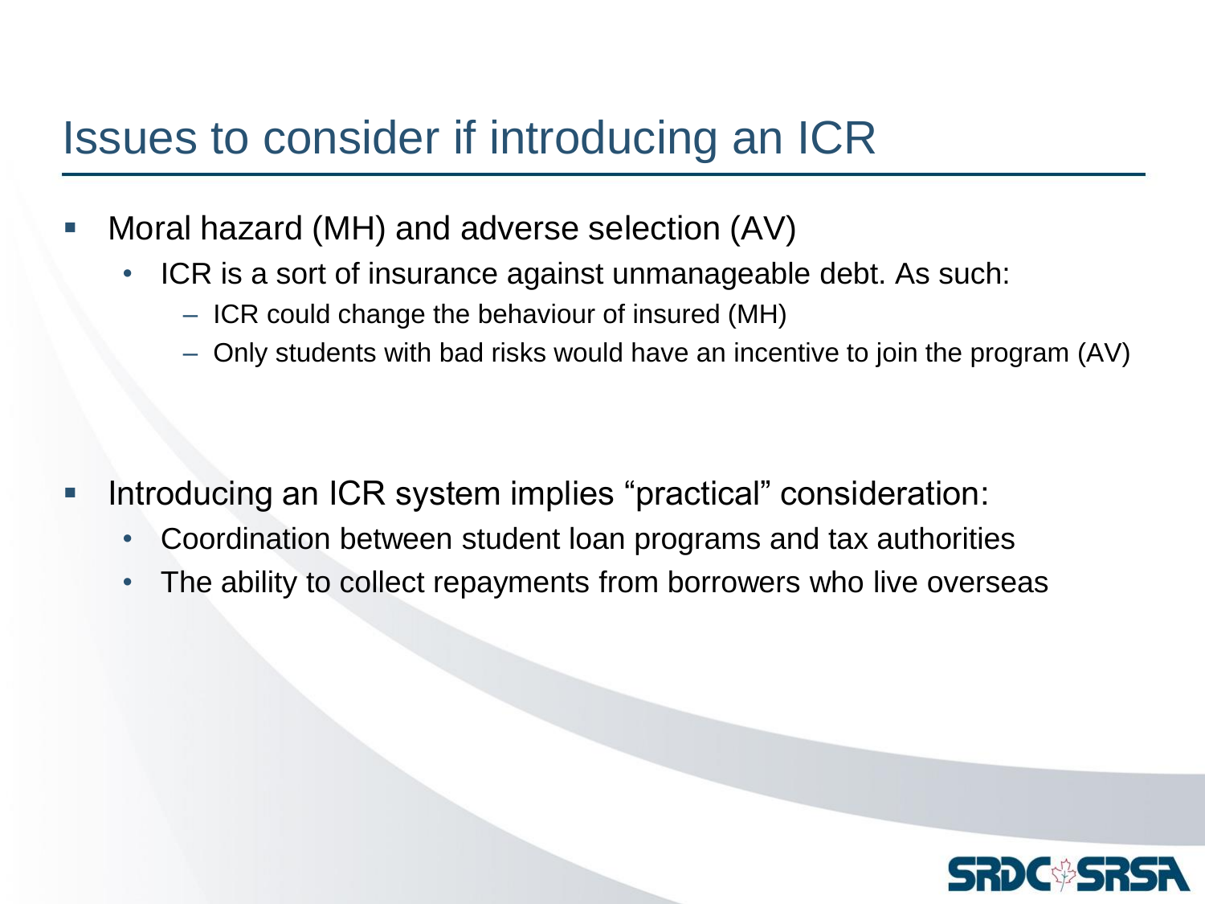# Issues to consider if introducing an ICR

- Moral hazard (MH) and adverse selection (AV)
  - ICR is a sort of insurance against unmanageable debt. As such:
    - ICR could change the behaviour of insured (MH)
    - Only students with bad risks would have an incentive to join the program (AV)

- Introducing an ICR system implies "practical" consideration:
  - Coordination between student loan programs and tax authorities
  - The ability to collect repayments from borrowers who live overseas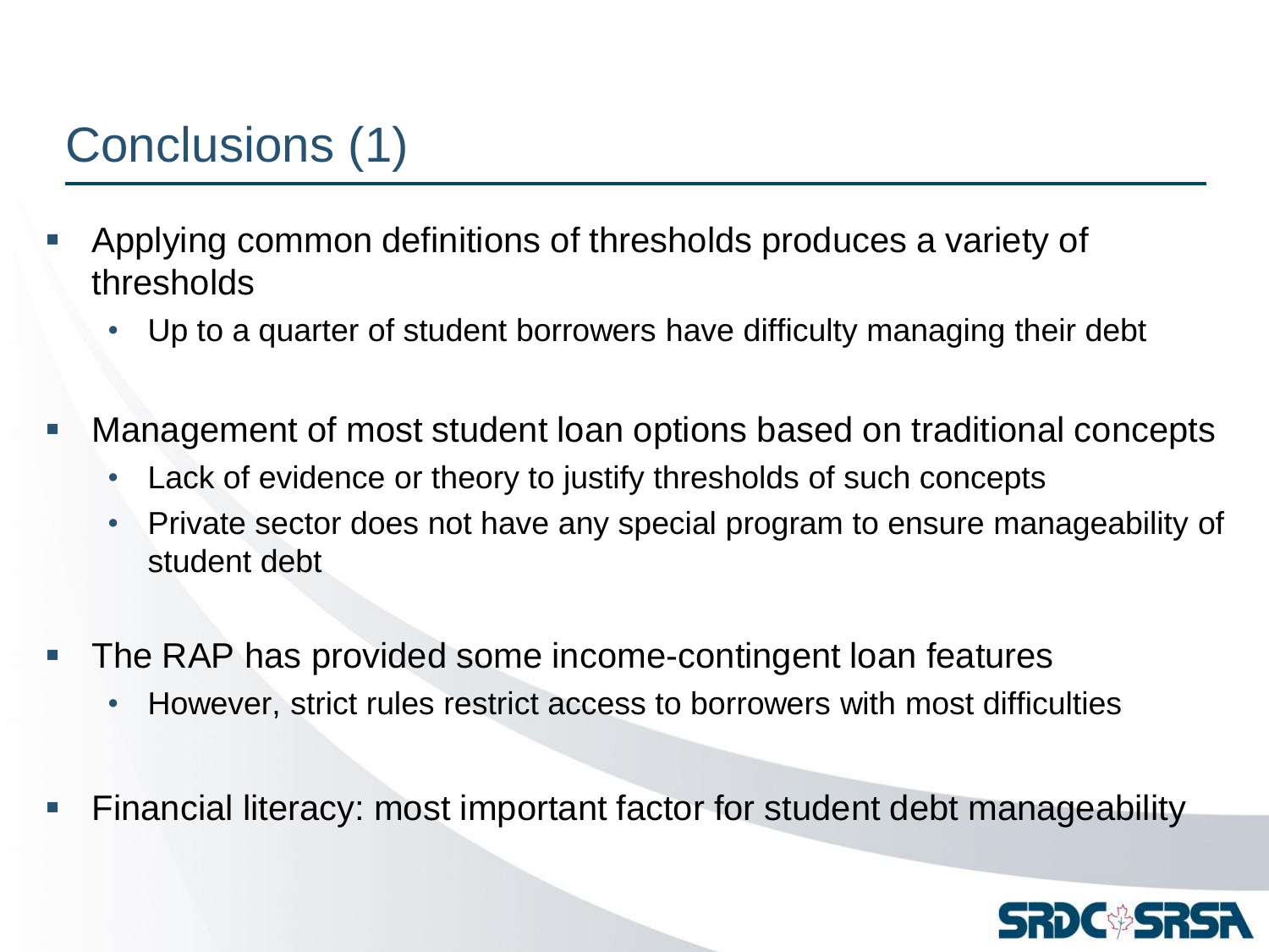# Conclusions (1)

- Applying common definitions of thresholds produces a variety of thresholds
  - Up to a quarter of student borrowers have difficulty managing their debt
- Management of most student loan options based on traditional concepts
  - Lack of evidence or theory to justify thresholds of such concepts
  - Private sector does not have any special program to ensure manageability of student debt
- The RAP has provided some income-contingent loan features
  - However, strict rules restrict access to borrowers with most difficulties
- Financial literacy: most important factor for student debt manageability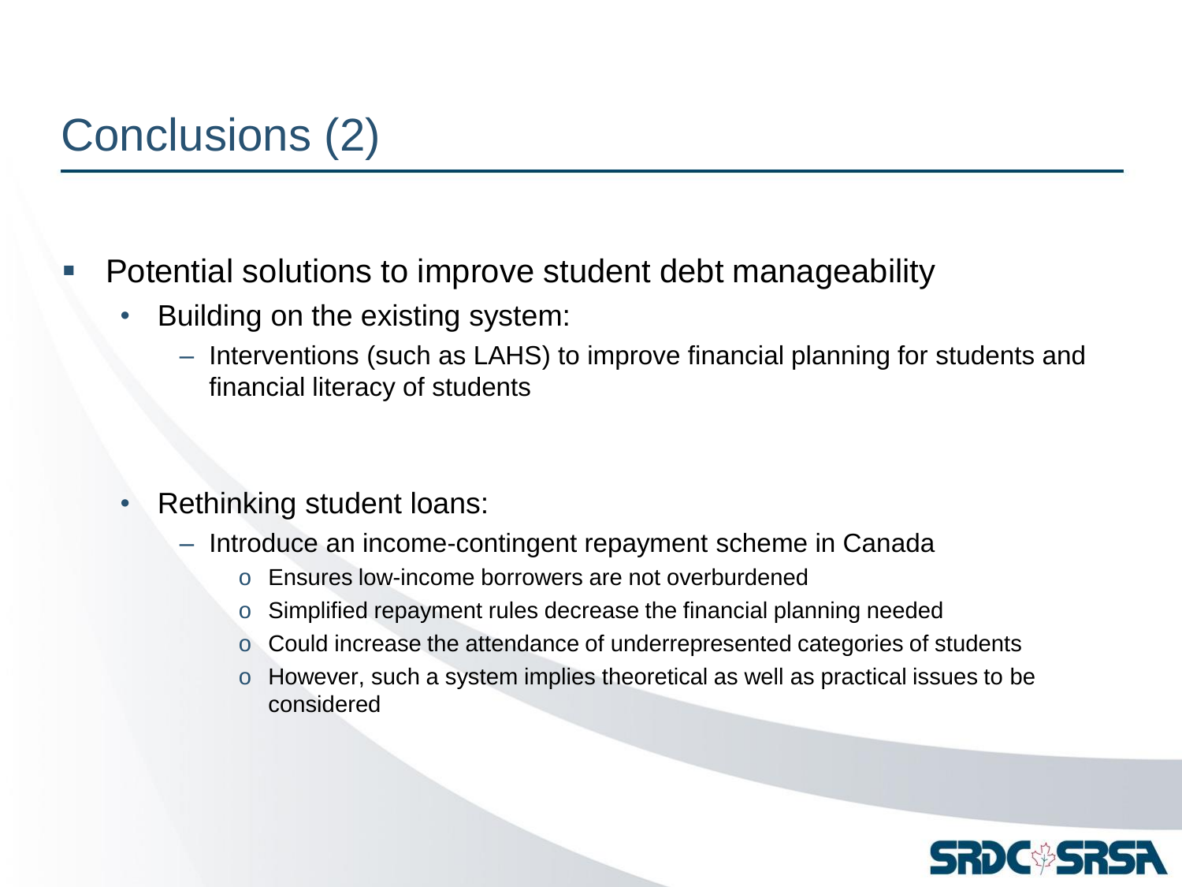# Conclusions (2)

- Potential solutions to improve student debt manageability
  - Building on the existing system:
    - Interventions (such as LAHS) to improve financial planning for students and financial literacy of students
  - Rethinking student loans:
    - Introduce an income-contingent repayment scheme in Canada
      - Ensures low-income borrowers are not overburdened
      - Simplified repayment rules decrease the financial planning needed
      - Could increase the attendance of underrepresented categories of students
      - However, such a system implies theoretical as well as practical issues to be considered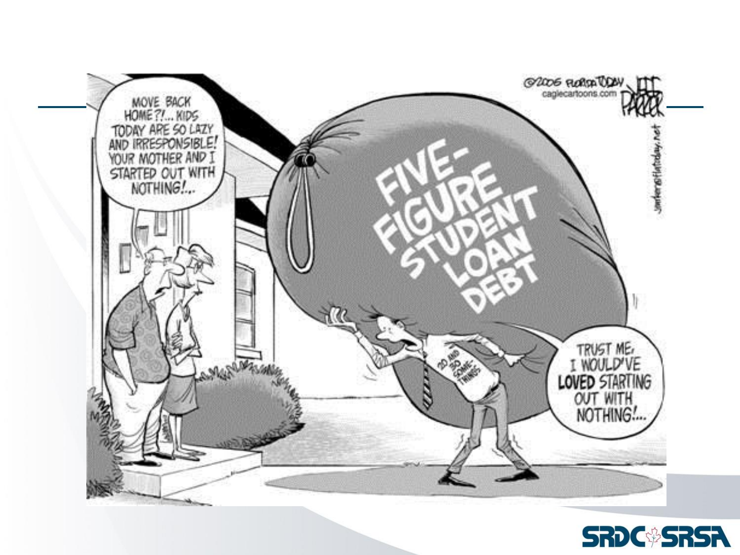MOVE BACK HOME?!... KIDS TODAY ARE SO LAZY AND IRRESPONSIBLE! YOUR MOTHER AND I STARTED OUT WITH NOTHING!...

FIVE-FIGURE STUDENT LOAN DEBT

20 AND 30 SOME-THINGS

TRUST ME, I WOULD'VE **LOVED** STARTING OUT WITH NOTHING!...

©2006 FLORIDA TODAY caglecartoons.com JEFF PARKER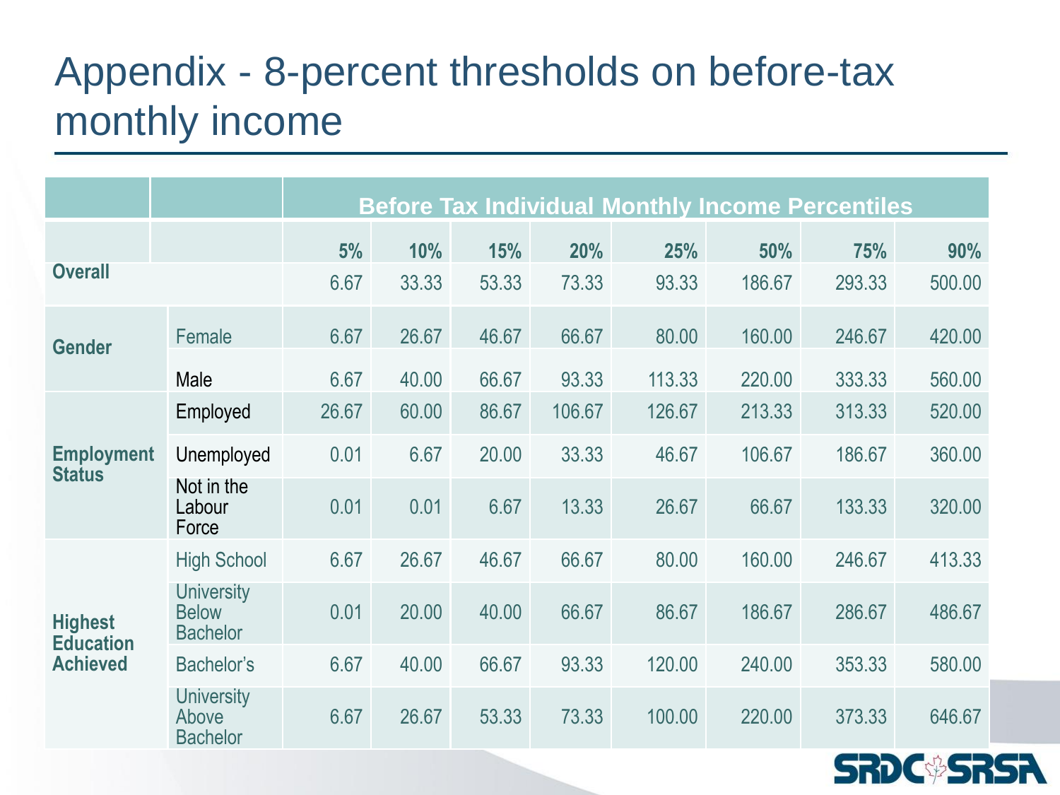# Appendix - 8-percent thresholds on before-tax monthly income

| | | Before Tax Individual Monthly Income Percentiles | | | | | | | |
|---|---|---|---|---|---|---|---|---|---|
| | | 5% | 10% | 15% | 20% | 25% | 50% | 75% | 90% |
| **Overall** | | 6.67 | 33.33 | 53.33 | 73.33 | 93.33 | 186.67 | 293.33 | 500.00 |
| **Gender** | Female | 6.67 | 26.67 | 46.67 | 66.67 | 80.00 | 160.00 | 246.67 | 420.00 |
| | Male | 6.67 | 40.00 | 66.67 | 93.33 | 113.33 | 220.00 | 333.33 | 560.00 |
| **Employment Status** | Employed | 26.67 | 60.00 | 86.67 | 106.67 | 126.67 | 213.33 | 313.33 | 520.00 |
| | Unemployed | 0.01 | 6.67 | 20.00 | 33.33 | 46.67 | 106.67 | 186.67 | 360.00 |
| | Not in the Labour Force | 0.01 | 0.01 | 6.67 | 13.33 | 26.67 | 66.67 | 133.33 | 320.00 |
| **Highest Education Achieved** | High School | 6.67 | 26.67 | 46.67 | 66.67 | 80.00 | 160.00 | 246.67 | 413.33 |
| | University Below Bachelor | 0.01 | 20.00 | 40.00 | 66.67 | 86.67 | 186.67 | 286.67 | 486.67 |
| | Bachelor's | 6.67 | 40.00 | 66.67 | 93.33 | 120.00 | 240.00 | 353.33 | 580.00 |
| | University Above Bachelor | 6.67 | 26.67 | 53.33 | 73.33 | 100.00 | 220.00 | 373.33 | 646.67 |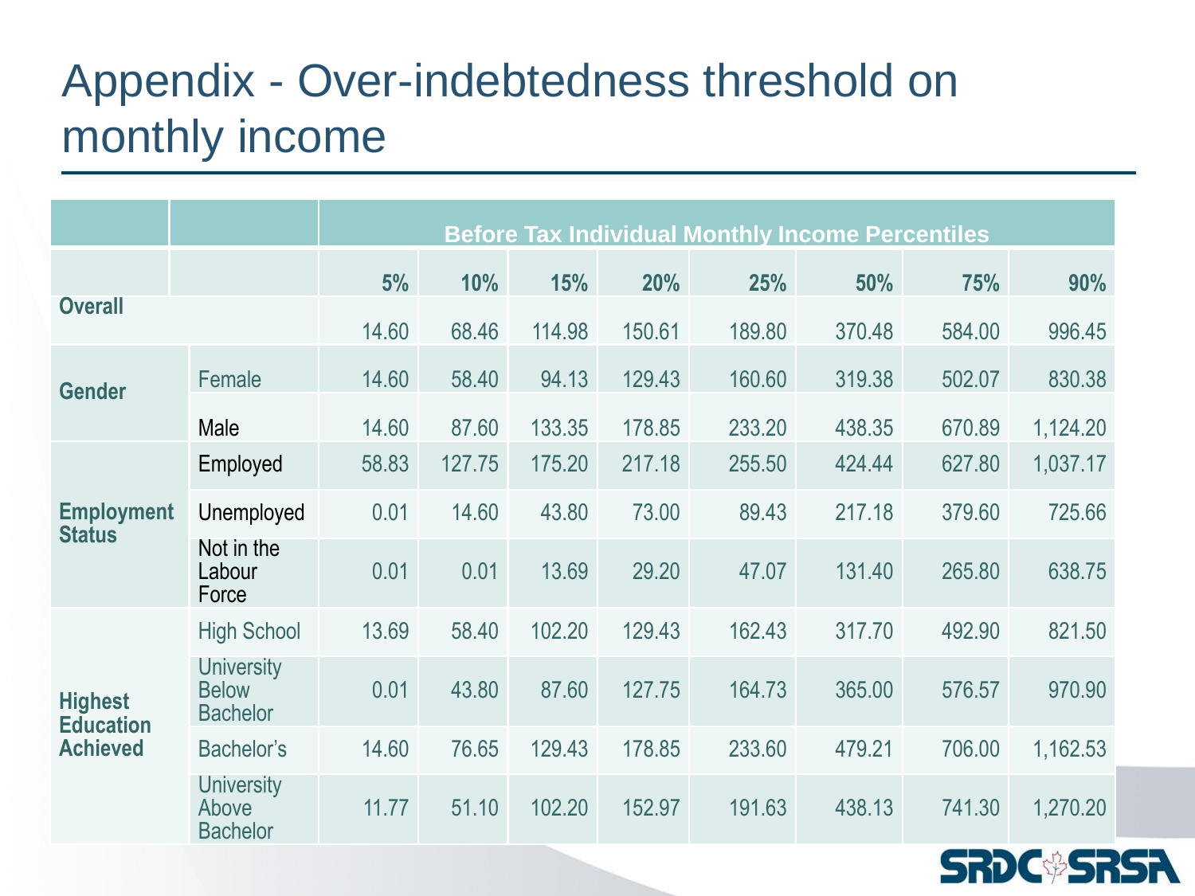# Appendix - Over-indebtedness threshold on monthly income

| | | Before Tax Individual Monthly Income Percentiles | | | | | | | |
|---|---|---|---|---|---|---|---|---|---|
| | | 5% | 10% | 15% | 20% | 25% | 50% | 75% | 90% |
| Overall | | 14.60 | 68.46 | 114.98 | 150.61 | 189.80 | 370.48 | 584.00 | 996.45 |
| Gender | Female | 14.60 | 58.40 | 94.13 | 129.43 | 160.60 | 319.38 | 502.07 | 830.38 |
| | Male | 14.60 | 87.60 | 133.35 | 178.85 | 233.20 | 438.35 | 670.89 | 1,124.20 |
| Employment Status | Employed | 58.83 | 127.75 | 175.20 | 217.18 | 255.50 | 424.44 | 627.80 | 1,037.17 |
| | Unemployed | 0.01 | 14.60 | 43.80 | 73.00 | 89.43 | 217.18 | 379.60 | 725.66 |
| | Not in the Labour Force | 0.01 | 0.01 | 13.69 | 29.20 | 47.07 | 131.40 | 265.80 | 638.75 |
| Highest Education Achieved | High School | 13.69 | 58.40 | 102.20 | 129.43 | 162.43 | 317.70 | 492.90 | 821.50 |
| | University Below Bachelor | 0.01 | 43.80 | 87.60 | 127.75 | 164.73 | 365.00 | 576.57 | 970.90 |
| | Bachelor's | 14.60 | 76.65 | 129.43 | 178.85 | 233.60 | 479.21 | 706.00 | 1,162.53 |
| | University Above Bachelor | 11.77 | 51.10 | 102.20 | 152.97 | 191.63 | 438.13 | 741.30 | 1,270.20 |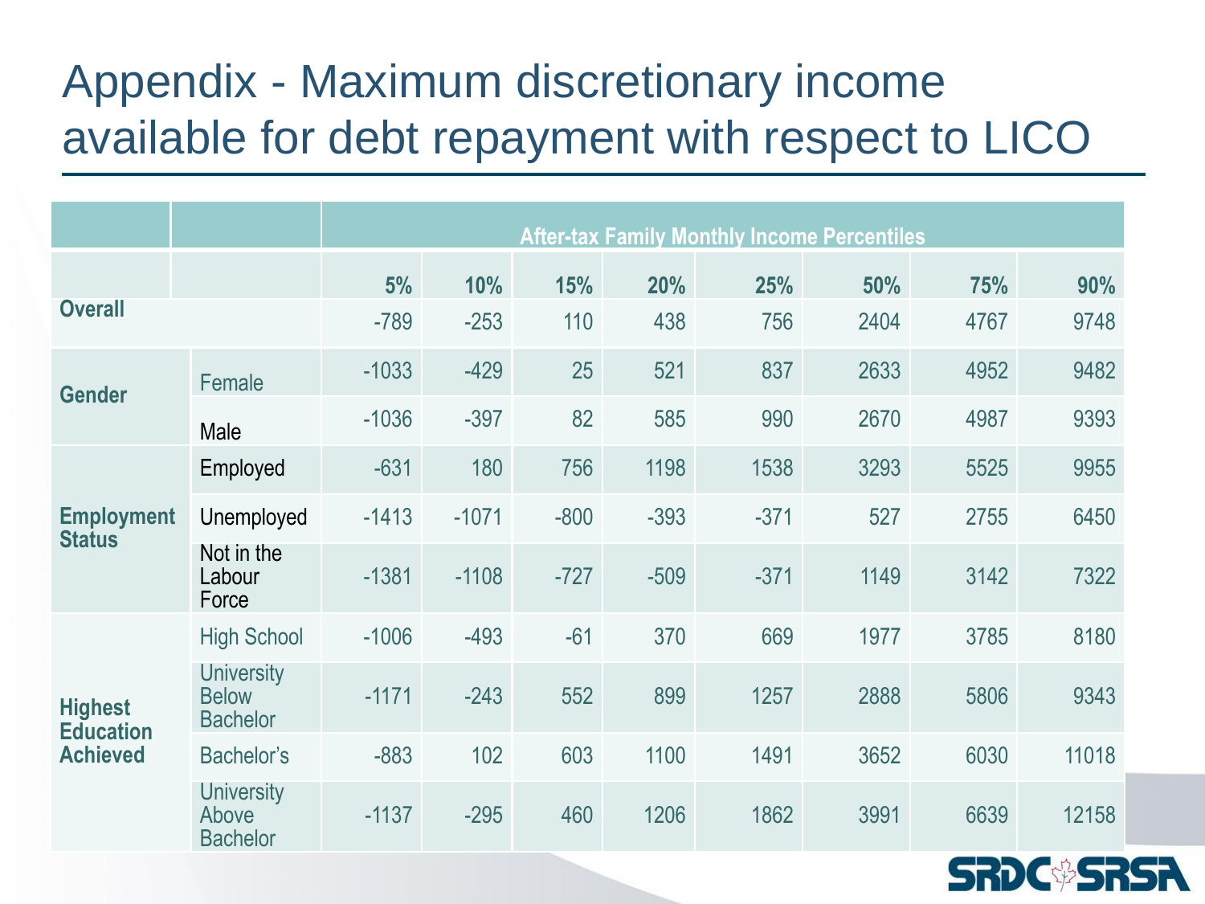# Appendix - Maximum discretionary income available for debt repayment with respect to LICO

| | | After-tax Family Monthly Income Percentiles | | | | | | | |
|---|---|---|---|---|---|---|---|---|---|
| | | 5% | 10% | 15% | 20% | 25% | 50% | 75% | 90% |
| **Overall** | | -789 | -253 | 110 | 438 | 756 | 2404 | 4767 | 9748 |
| **Gender** | Female | -1033 | -429 | 25 | 521 | 837 | 2633 | 4952 | 9482 |
| | Male | -1036 | -397 | 82 | 585 | 990 | 2670 | 4987 | 9393 |
| **Employment Status** | Employed | -631 | 180 | 756 | 1198 | 1538 | 3293 | 5525 | 9955 |
| | Unemployed | -1413 | -1071 | -800 | -393 | -371 | 527 | 2755 | 6450 |
| | Not in the Labour Force | -1381 | -1108 | -727 | -509 | -371 | 1149 | 3142 | 7322 |
| **Highest Education Achieved** | High School | -1006 | -493 | -61 | 370 | 669 | 1977 | 3785 | 8180 |
| | University Below Bachelor | -1171 | -243 | 552 | 899 | 1257 | 2888 | 5806 | 9343 |
| | Bachelor's | -883 | 102 | 603 | 1100 | 1491 | 3652 | 6030 | 11018 |
| | University Above Bachelor | -1137 | -295 | 460 | 1206 | 1862 | 3991 | 6639 | 12158 |

SRDC SRSA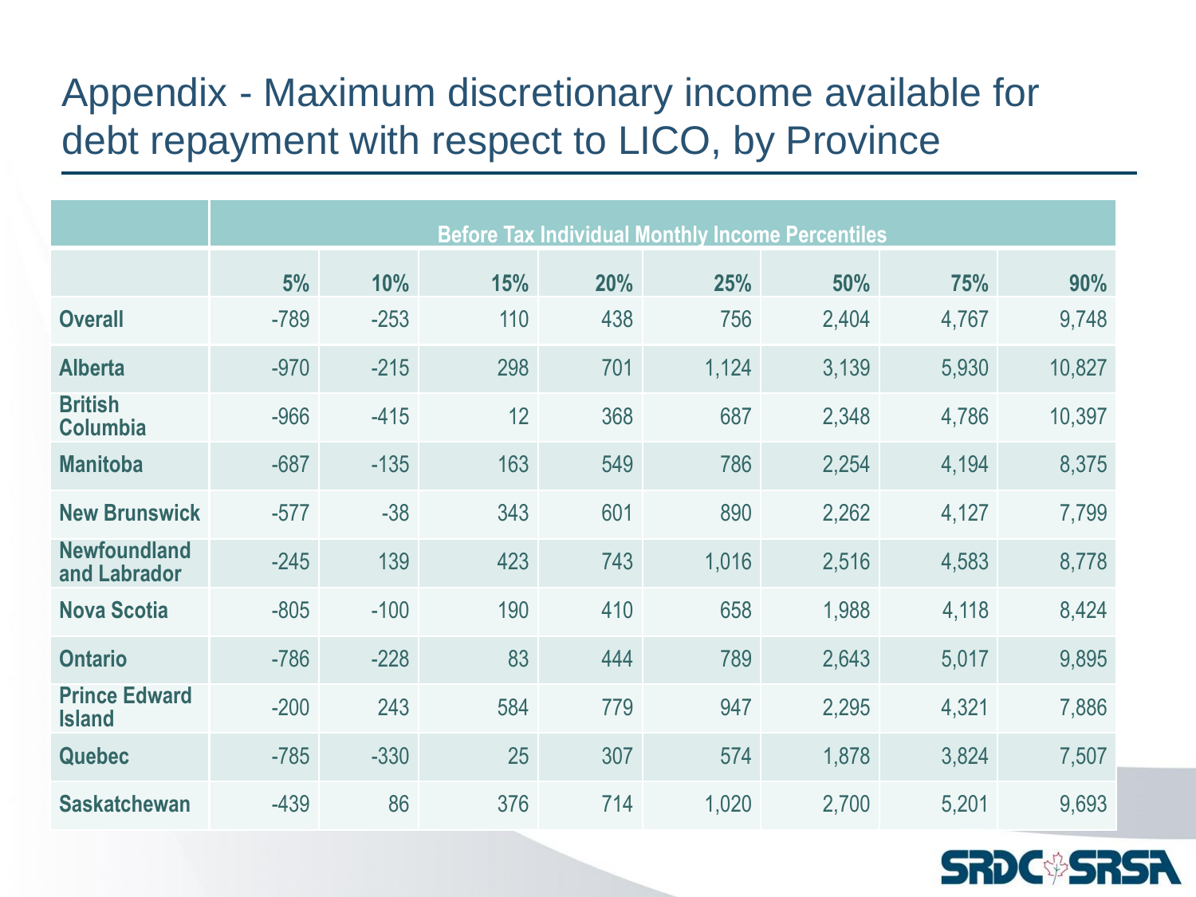# Appendix - Maximum discretionary income available for debt repayment with respect to LICO, by Province

| | Before Tax Individual Monthly Income Percentiles | | | | | | | |
|---|---|---|---|---|---|---|---|---|
| | 5% | 10% | 15% | 20% | 25% | 50% | 75% | 90% |
| **Overall** | -789 | -253 | 110 | 438 | 756 | 2,404 | 4,767 | 9,748 |
| **Alberta** | -970 | -215 | 298 | 701 | 1,124 | 3,139 | 5,930 | 10,827 |
| **British Columbia** | -966 | -415 | 12 | 368 | 687 | 2,348 | 4,786 | 10,397 |
| **Manitoba** | -687 | -135 | 163 | 549 | 786 | 2,254 | 4,194 | 8,375 |
| **New Brunswick** | -577 | -38 | 343 | 601 | 890 | 2,262 | 4,127 | 7,799 |
| **Newfoundland and Labrador** | -245 | 139 | 423 | 743 | 1,016 | 2,516 | 4,583 | 8,778 |
| **Nova Scotia** | -805 | -100 | 190 | 410 | 658 | 1,988 | 4,118 | 8,424 |
| **Ontario** | -786 | -228 | 83 | 444 | 789 | 2,643 | 5,017 | 9,895 |
| **Prince Edward Island** | -200 | 243 | 584 | 779 | 947 | 2,295 | 4,321 | 7,886 |
| **Quebec** | -785 | -330 | 25 | 307 | 574 | 1,878 | 3,824 | 7,507 |
| **Saskatchewan** | -439 | 86 | 376 | 714 | 1,020 | 2,700 | 5,201 | 9,693 |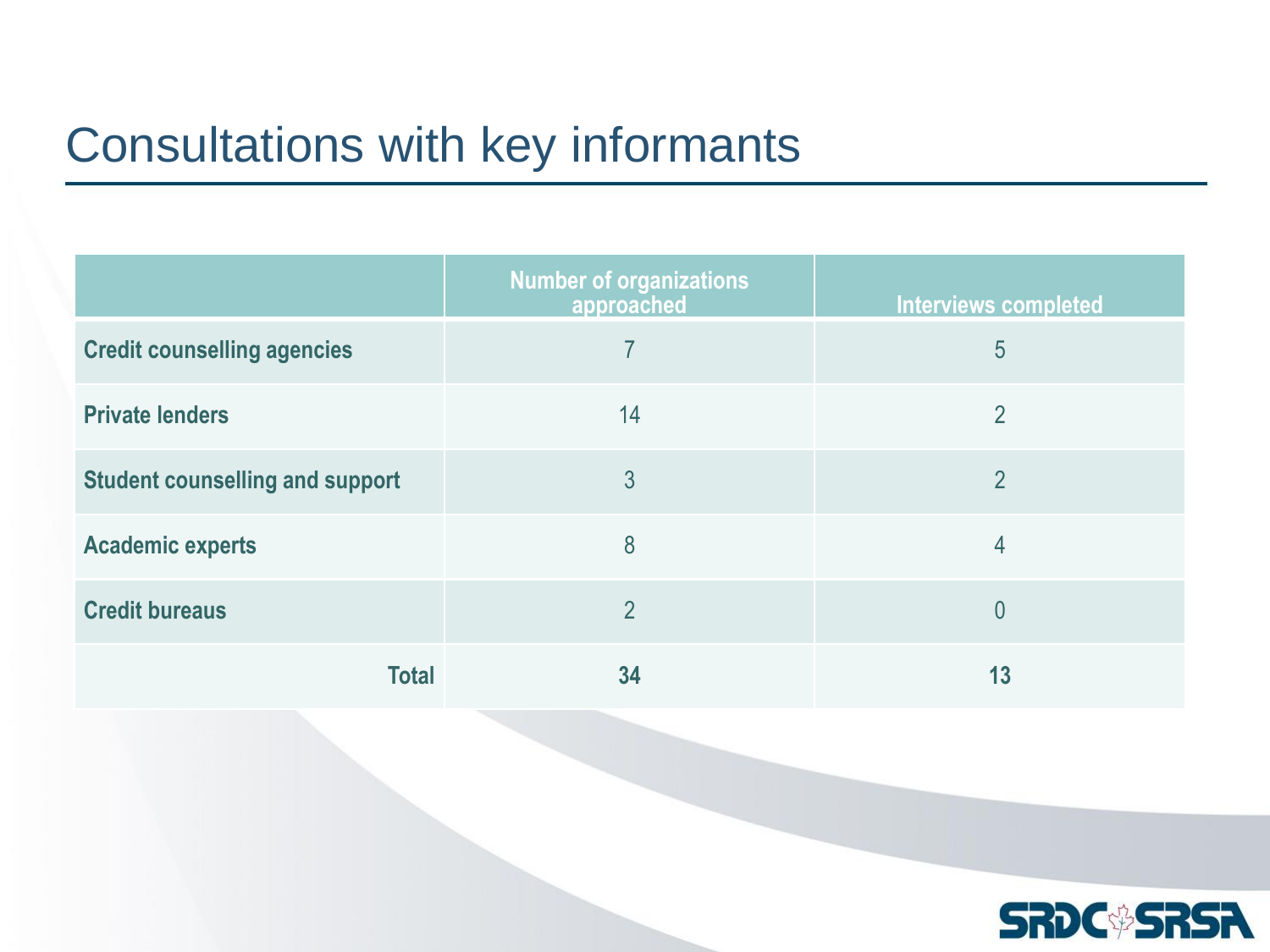# Consultations with key informants

| | Number of organizations approached | Interviews completed |
|---|---|---|
| **Credit counselling agencies** | 7 | 5 |
| **Private lenders** | 14 | 2 |
| **Student counselling and support** | 3 | 2 |
| **Academic experts** | 8 | 4 |
| **Credit bureaus** | 2 | 0 |
| **Total** | **34** | **13** |